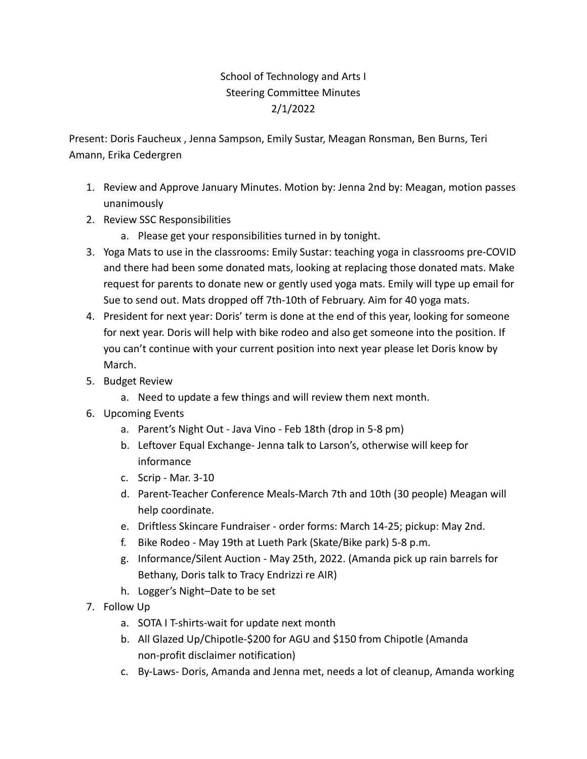School of Technology and Arts I
Steering Committee Minutes
2/1/2022

Present: Doris Faucheux , Jenna Sampson, Emily Sustar, Meagan Ronsman, Ben Burns, Teri Amann, Erika Cedergren

1. Review and Approve January Minutes. Motion by: Jenna 2nd by: Meagan, motion passes unanimously
2. Review SSC Responsibilities
    a. Please get your responsibilities turned in by tonight.
3. Yoga Mats to use in the classrooms: Emily Sustar: teaching yoga in classrooms pre-COVID and there had been some donated mats, looking at replacing those donated mats. Make request for parents to donate new or gently used yoga mats. Emily will type up email for Sue to send out. Mats dropped off 7th-10th of February. Aim for 40 yoga mats.
4. President for next year: Doris' term is done at the end of this year, looking for someone for next year. Doris will help with bike rodeo and also get someone into the position. If you can't continue with your current position into next year please let Doris know by March.
5. Budget Review
    a. Need to update a few things and will review them next month.
6. Upcoming Events
    a. Parent's Night Out - Java Vino - Feb 18th (drop in 5-8 pm)
    b. Leftover Equal Exchange- Jenna talk to Larson's, otherwise will keep for informance
    c. Scrip - Mar. 3-10
    d. Parent-Teacher Conference Meals-March 7th and 10th (30 people) Meagan will help coordinate.
    e. Driftless Skincare Fundraiser - order forms: March 14-25; pickup: May 2nd.
    f. Bike Rodeo - May 19th at Lueth Park (Skate/Bike park) 5-8 p.m.
    g. Informance/Silent Auction - May 25th, 2022. (Amanda pick up rain barrels for Bethany, Doris talk to Tracy Endrizzi re AIR)
    h. Logger's Night–Date to be set
7. Follow Up
    a. SOTA I T-shirts-wait for update next month
    b. All Glazed Up/Chipotle-$200 for AGU and $150 from Chipotle (Amanda non-profit disclaimer notification)
    c. By-Laws- Doris, Amanda and Jenna met, needs a lot of cleanup, Amanda working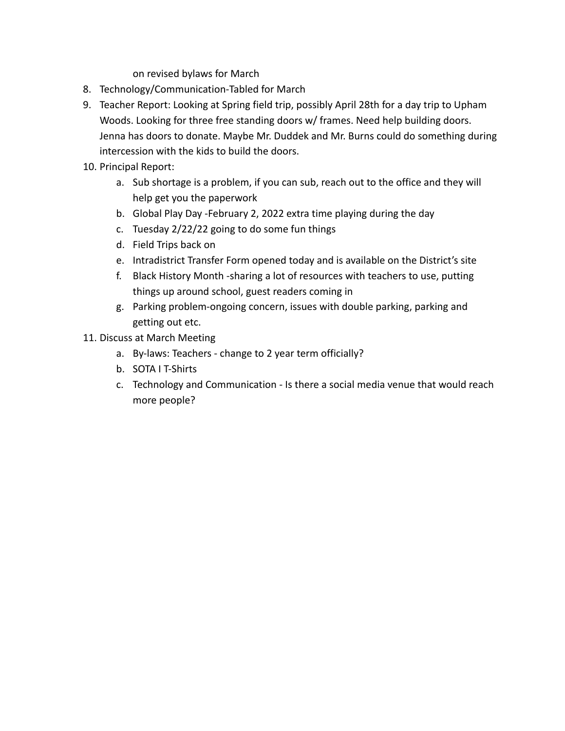on revised bylaws for March

8. Technology/Communication-Tabled for March
9. Teacher Report: Looking at Spring field trip, possibly April 28th for a day trip to Upham Woods. Looking for three free standing doors w/ frames. Need help building doors. Jenna has doors to donate. Maybe Mr. Duddek and Mr. Burns could do something during intercession with the kids to build the doors.
10. Principal Report:
    a. Sub shortage is a problem, if you can sub, reach out to the office and they will help get you the paperwork
    b. Global Play Day -February 2, 2022 extra time playing during the day
    c. Tuesday 2/22/22 going to do some fun things
    d. Field Trips back on
    e. Intradistrict Transfer Form opened today and is available on the District's site
    f. Black History Month -sharing a lot of resources with teachers to use, putting things up around school, guest readers coming in
    g. Parking problem-ongoing concern, issues with double parking, parking and getting out etc.
11. Discuss at March Meeting
    a. By-laws: Teachers - change to 2 year term officially?
    b. SOTA I T-Shirts
    c. Technology and Communication - Is there a social media venue that would reach more people?